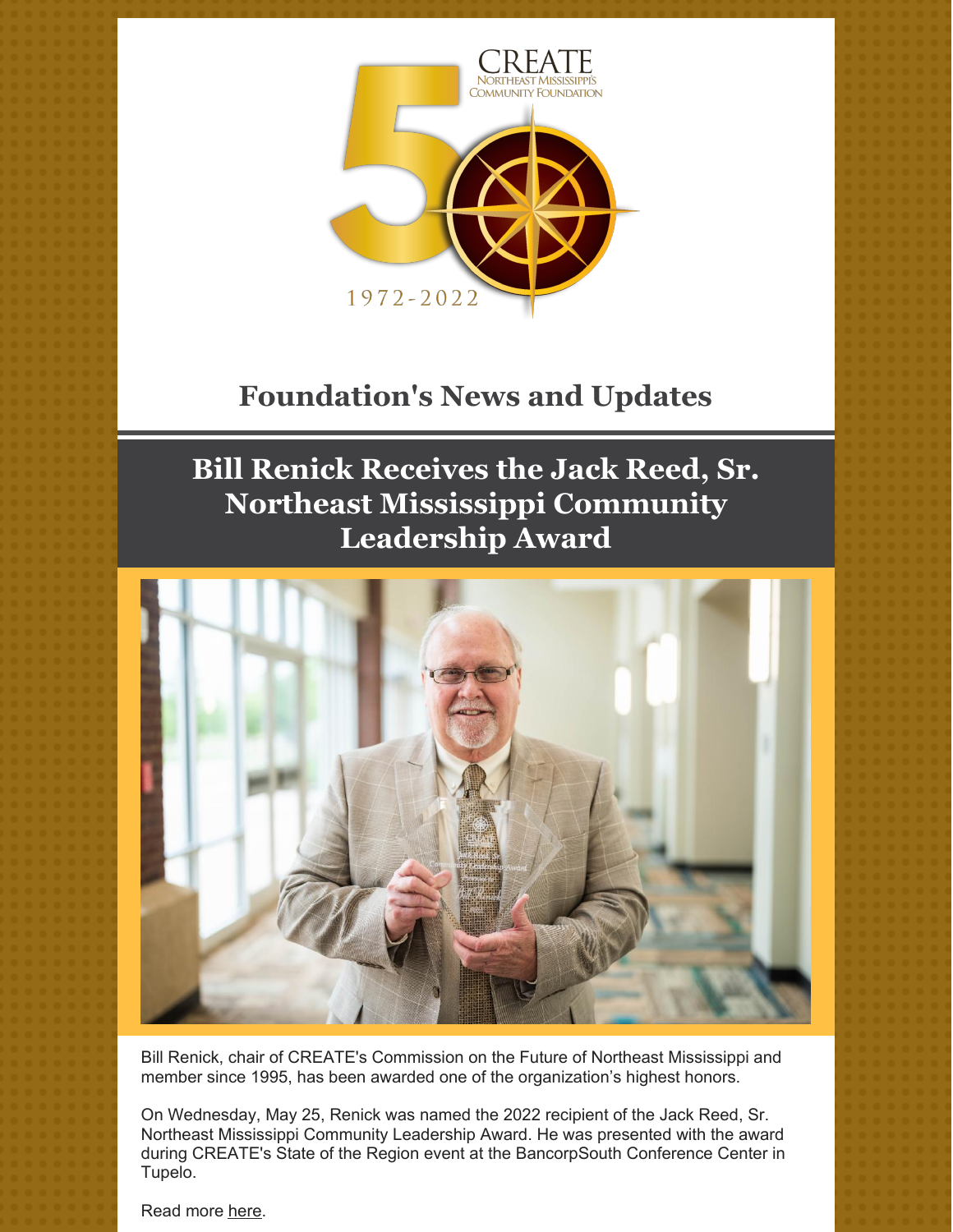CREATE
Northeast Mississippi's
Community Foundation

50

1972-2022

# Foundation's News and Updates

## Bill Renick Receives the Jack Reed, Sr. Northeast Mississippi Community Leadership Award

Bill Renick, chair of CREATE's Commission on the Future of Northeast Mississippi and member since 1995, has been awarded one of the organization's highest honors.

On Wednesday, May 25, Renick was named the 2022 recipient of the Jack Reed, Sr. Northeast Mississippi Community Leadership Award. He was presented with the award during CREATE's State of the Region event at the BancorpSouth Conference Center in Tupelo.

Read more here.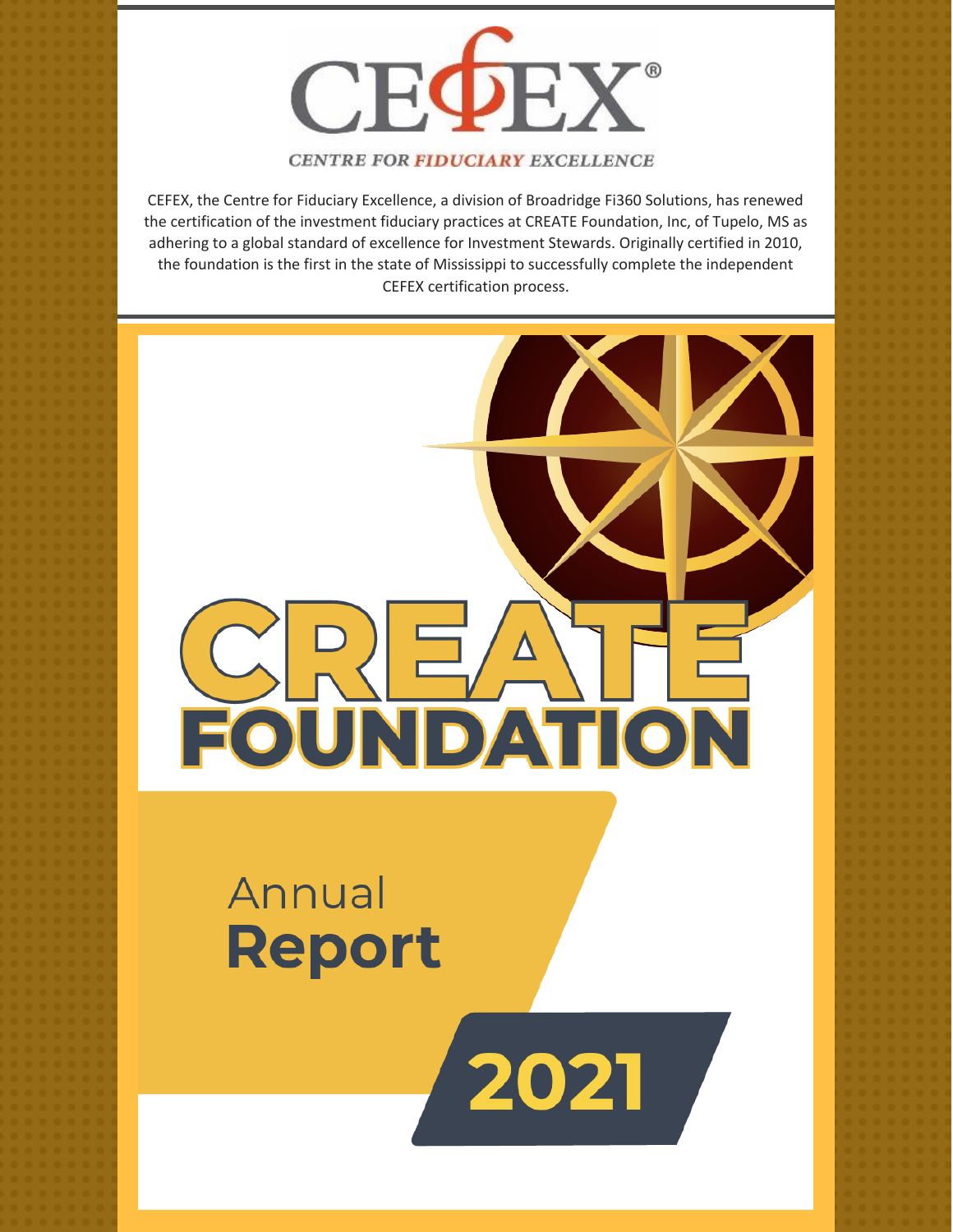# CEFEX®

CENTRE FOR FIDUCIARY EXCELLENCE

CEFEX, the Centre for Fiduciary Excellence, a division of Broadridge Fi360 Solutions, has renewed the certification of the investment fiduciary practices at CREATE Foundation, Inc, of Tupelo, MS as adhering to a global standard of excellence for Investment Stewards. Originally certified in 2010, the foundation is the first in the state of Mississippi to successfully complete the independent CEFEX certification process.

# CREATE FOUNDATION

## Annual **Report**

## 2021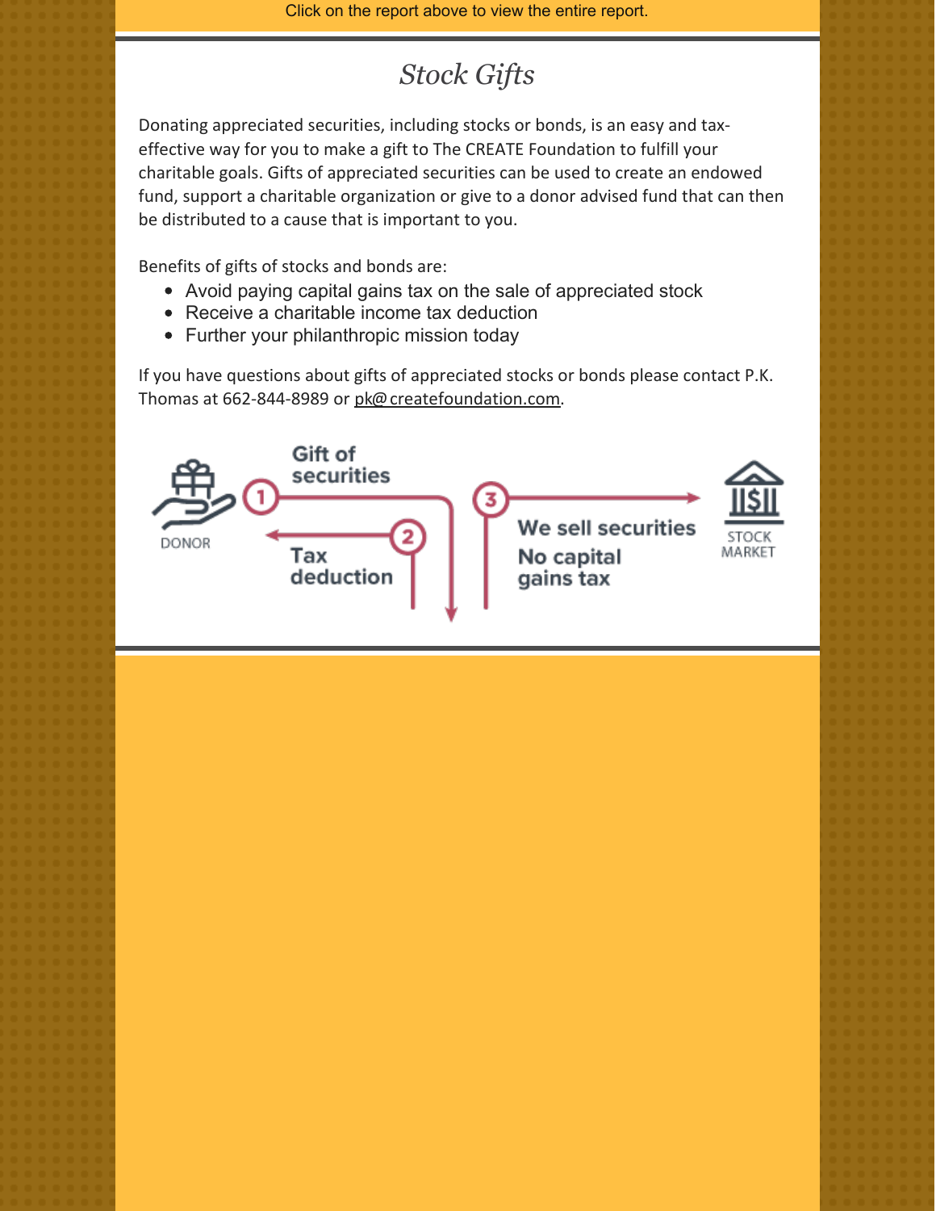Click on the report above to view the entire report.

## *Stock Gifts*

Donating appreciated securities, including stocks or bonds, is an easy and tax-effective way for you to make a gift to The CREATE Foundation to fulfill your charitable goals. Gifts of appreciated securities can be used to create an endowed fund, support a charitable organization or give to a donor advised fund that can then be distributed to a cause that is important to you.

Benefits of gifts of stocks and bonds are:

- Avoid paying capital gains tax on the sale of appreciated stock
- Receive a charitable income tax deduction
- Further your philanthropic mission today

If you have questions about gifts of appreciated stocks or bonds please contact P.K. Thomas at 662-844-8989 or pk@createfoundation.com.

DONOR

1 Gift of securities

2 Tax deduction

3 We sell securities
No capital gains tax

STOCK MARKET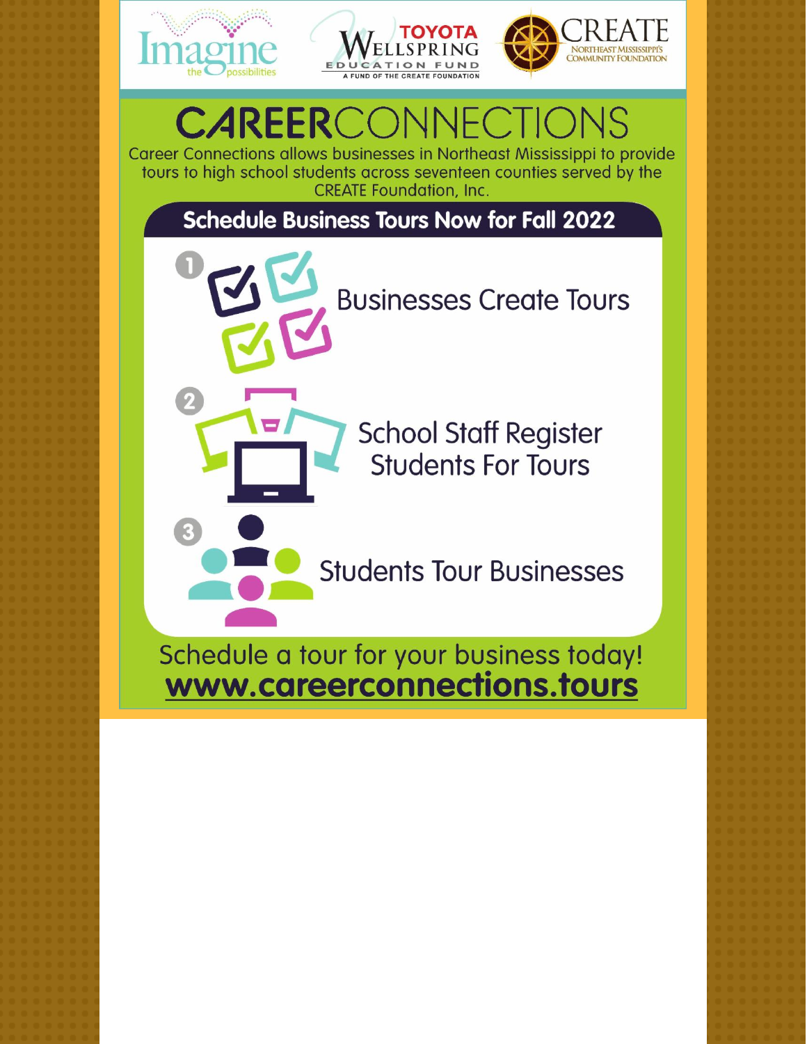Imagine the possibilities

TOYOTA WELLSPRING EDUCATION FUND
A FUND OF THE CREATE FOUNDATION

CREATE
NORTHEAST MISSISSIPPI'S COMMUNITY FOUNDATION

# CAREERCONNECTIONS

Career Connections allows businesses in Northeast Mississippi to provide tours to high school students across seventeen counties served by the CREATE Foundation, Inc.

## Schedule Business Tours Now for Fall 2022

1. Businesses Create Tours
2. School Staff Register Students For Tours
3. Students Tour Businesses

Schedule a tour for your business today!

**www.careerconnections.tours**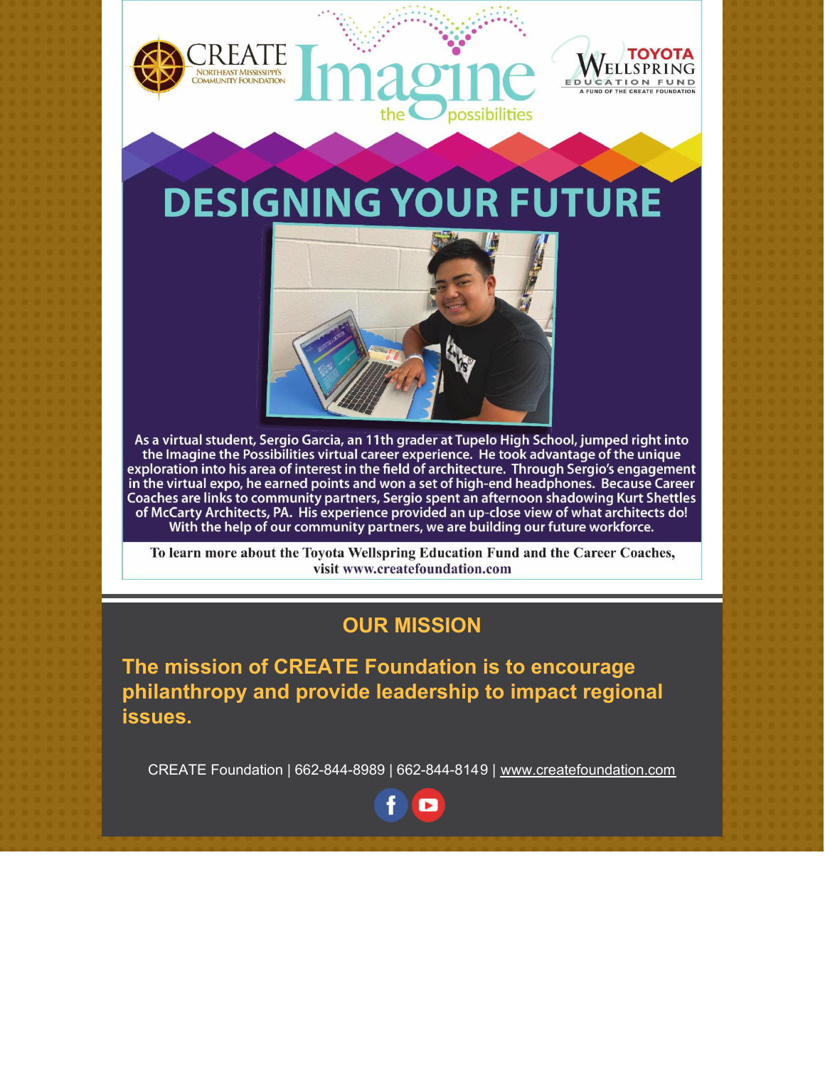CREATE Northeast Mississippi's Community Foundation

Imagine the possibilities

TOYOTA Wellspring Education Fund — A Fund of the CREATE Foundation

# DESIGNING YOUR FUTURE

As a virtual student, Sergio Garcia, an 11th grader at Tupelo High School, jumped right into the Imagine the Possibilities virtual career experience. He took advantage of the unique exploration into his area of interest in the field of architecture. Through Sergio's engagement in the virtual expo, he earned points and won a set of high-end headphones. Because Career Coaches are links to community partners, Sergio spent an afternoon shadowing Kurt Shettles of McCarty Architects, PA. His experience provided an up-close view of what architects do! With the help of our community partners, we are building our future workforce.

**To learn more about the Toyota Wellspring Education Fund and the Career Coaches, visit www.createfoundation.com**

## OUR MISSION

**The mission of CREATE Foundation is to encourage philanthropy and provide leadership to impact regional issues.**

CREATE Foundation | 662-844-8989 | 662-844-8149 | www.createfoundation.com